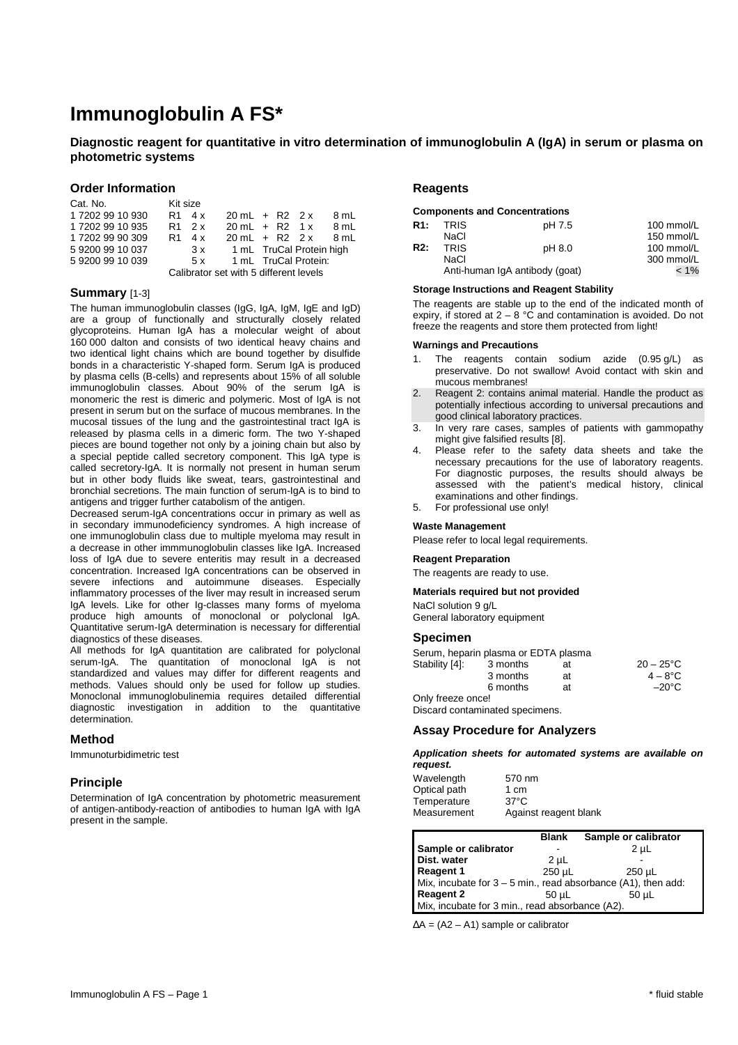# Immunoglobulin A FS*

**Diagnostic reagent for quantitative in vitro determination of immunoglobulin A (IgA) in serum or plasma on photometric systems**

## Order Information

| Cat. No. | Kit size |
|---|---|
| 1 7202 99 10 930 | R1 4 x 20 mL + R2 2 x 8 mL |
| 1 7202 99 10 935 | R1 2 x 20 mL + R2 1 x 8 mL |
| 1 7202 99 90 309 | R1 4 x 20 mL + R2 2 x 8 mL |
| 5 9200 99 10 037 | 3 x 1 mL TruCal Protein high |
| 5 9200 99 10 039 | 5 x 1 mL TruCal Protein: |
| | Calibrator set with 5 different levels |

## Summary [1-3]

The human immunoglobulin classes (IgG, IgA, IgM, IgE and IgD) are a group of functionally and structurally closely related glycoproteins. Human IgA has a molecular weight of about 160 000 dalton and consists of two identical heavy chains and two identical light chains which are bound together by disulfide bonds in a characteristic Y-shaped form. Serum IgA is produced by plasma cells (B-cells) and represents about 15% of all soluble immunoglobulin classes. About 90% of the serum IgA is monomeric the rest is dimeric and polymeric. Most of IgA is not present in serum but on the surface of mucous membranes. In the mucosal tissues of the lung and the gastrointestinal tract IgA is released by plasma cells in a dimeric form. The two Y-shaped pieces are bound together not only by a joining chain but also by a special peptide called secretory component. This IgA type is called secretory-IgA. It is normally not present in human serum but in other body fluids like sweat, tears, gastrointestinal and bronchial secretions. The main function of serum-IgA is to bind to antigens and trigger further catabolism of the antigen.

Decreased serum-IgA concentrations occur in primary as well as in secondary immunodeficiency syndromes. A high increase of one immunoglobulin class due to multiple myeloma may result in a decrease in other immmunoglobulin classes like IgA. Increased loss of IgA due to severe enteritis may result in a decreased concentration. Increased IgA concentrations can be observed in severe infections and autoimmune diseases. Especially inflammatory processes of the liver may result in increased serum IgA levels. Like for other Ig-classes many forms of myeloma produce high amounts of monoclonal or polyclonal IgA. Quantitative serum-IgA determination is necessary for differential diagnostics of these diseases.

All methods for IgA quantitation are calibrated for polyclonal serum-IgA. The quantitation of monoclonal IgA is not standardized and values may differ for different reagents and methods. Values should only be used for follow up studies. Monoclonal immunoglobulinemia requires detailed differential diagnostic investigation in addition to the quantitative determination.

## Method

Immunoturbidimetric test

## Principle

Determination of IgA concentration by photometric measurement of antigen-antibody-reaction of antibodies to human IgA with IgA present in the sample.

## Reagents

**Components and Concentrations**

| | | | |
|---|---|---|---|
| **R1:** | TRIS | pH 7.5 | 100 mmol/L |
| | NaCl | | 150 mmol/L |
| **R2:** | TRIS | pH 8.0 | 100 mmol/L |
| | NaCl | | 300 mmol/L |
| | Anti-human IgA antibody (goat) | | < 1% |

**Storage Instructions and Reagent Stability**

The reagents are stable up to the end of the indicated month of expiry, if stored at 2 – 8 °C and contamination is avoided. Do not freeze the reagents and store them protected from light!

**Warnings and Precautions**

1. The reagents contain sodium azide (0.95 g/L) as preservative. Do not swallow! Avoid contact with skin and mucous membranes!
2. Reagent 2: contains animal material. Handle the product as potentially infectious according to universal precautions and good clinical laboratory practices.
3. In very rare cases, samples of patients with gammopathy might give falsified results [8].
4. Please refer to the safety data sheets and take the necessary precautions for the use of laboratory reagents. For diagnostic purposes, the results should always be assessed with the patient's medical history, clinical examinations and other findings.
5. For professional use only!

**Waste Management**

Please refer to local legal requirements.

**Reagent Preparation**

The reagents are ready to use.

**Materials required but not provided**

NaCl solution 9 g/L
General laboratory equipment

## Specimen

Serum, heparin plasma or EDTA plasma

| | | | |
|---|---|---|---|
| Stability [4]: | 3 months | at | 20 – 25°C |
| | 3 months | at | 4 – 8°C |
| | 6 months | at | –20°C |

Only freeze once!
Discard contaminated specimens.

## Assay Procedure for Analyzers

***Application sheets for automated systems are available on request.***

| | |
|---|---|
| Wavelength | 570 nm |
| Optical path | 1 cm |
| Temperature | 37°C |
| Measurement | Against reagent blank |

| | Blank | Sample or calibrator |
|---|---|---|
| **Sample or calibrator** | - | 2 µL |
| **Dist. water** | 2 µL | - |
| **Reagent 1** | 250 µL | 250 µL |
| Mix, incubate for 3 – 5 min., read absorbance (A1), then add: | | |
| **Reagent 2** | 50 µL | 50 µL |
| Mix, incubate for 3 min., read absorbance (A2). | | |

$\Delta A = (A2 – A1)$ sample or calibrator

\* fluid stable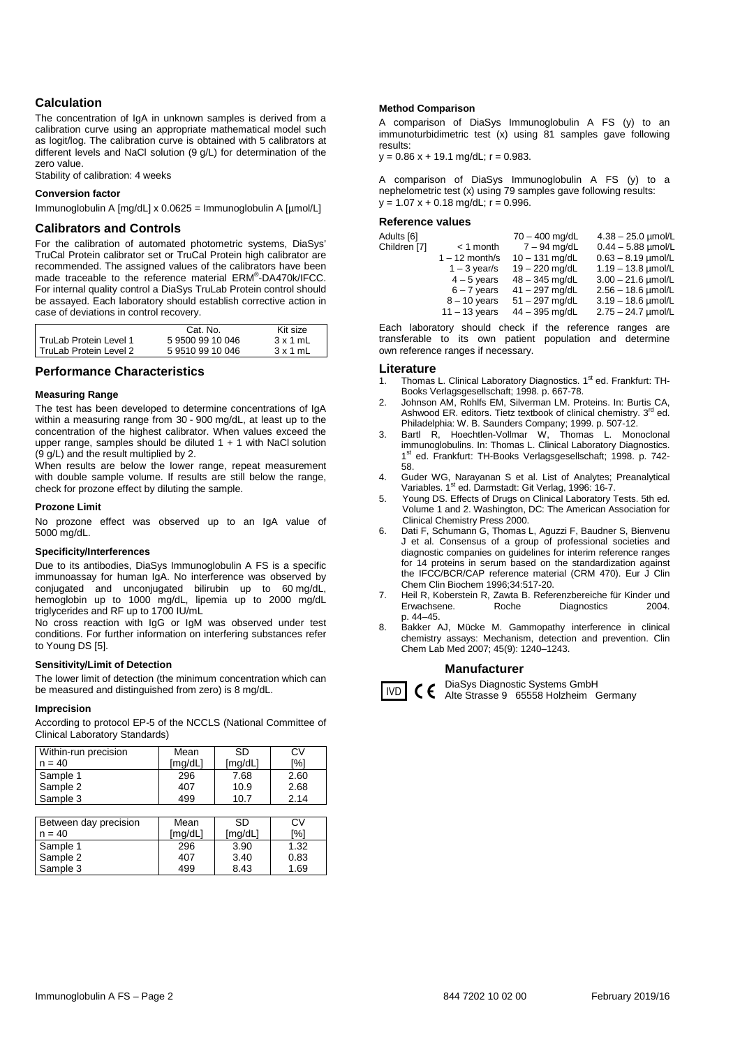## Calculation

The concentration of IgA in unknown samples is derived from a calibration curve using an appropriate mathematical model such as logit/log. The calibration curve is obtained with 5 calibrators at different levels and NaCl solution (9 g/L) for determination of the zero value.

Stability of calibration: 4 weeks

### Conversion factor

Immunoglobulin A [mg/dL] x 0.0625 = Immunoglobulin A [µmol/L]

## Calibrators and Controls

For the calibration of automated photometric systems, DiaSys' TruCal Protein calibrator set or TruCal Protein high calibrator are recommended. The assigned values of the calibrators have been made traceable to the reference material ERM®-DA470k/IFCC. For internal quality control a DiaSys TruLab Protein control should be assayed. Each laboratory should establish corrective action in case of deviations in control recovery.

| | Cat. No. | Kit size |
|---|---|---|
| TruLab Protein Level 1 | 5 9500 99 10 046 | 3 x 1 mL |
| TruLab Protein Level 2 | 5 9510 99 10 046 | 3 x 1 mL |

## Performance Characteristics

### Measuring Range

The test has been developed to determine concentrations of IgA within a measuring range from 30 - 900 mg/dL, at least up to the concentration of the highest calibrator. When values exceed the upper range, samples should be diluted 1 + 1 with NaCl solution (9 g/L) and the result multiplied by 2.

When results are below the lower range, repeat measurement with double sample volume. If results are still below the range, check for prozone effect by diluting the sample.

### Prozone Limit

No prozone effect was observed up to an IgA value of 5000 mg/dL.

### Specificity/Interferences

Due to its antibodies, DiaSys Immunoglobulin A FS is a specific immunoassay for human IgA. No interference was observed by conjugated and unconjugated bilirubin up to 60 mg/dL, hemoglobin up to 1000 mg/dL, lipemia up to 2000 mg/dL triglycerides and RF up to 1700 IU/mL

No cross reaction with IgG or IgM was observed under test conditions. For further information on interfering substances refer to Young DS [5].

### Sensitivity/Limit of Detection

The lower limit of detection (the minimum concentration which can be measured and distinguished from zero) is 8 mg/dL.

### Imprecision

According to protocol EP-5 of the NCCLS (National Committee of Clinical Laboratory Standards)

| Within-run precision n = 40 | Mean [mg/dL] | SD [mg/dL] | CV [%] |
|---|---|---|---|
| Sample 1 | 296 | 7.68 | 2.60 |
| Sample 2 | 407 | 10.9 | 2.68 |
| Sample 3 | 499 | 10.7 | 2.14 |

| Between day precision n = 40 | Mean [mg/dL] | SD [mg/dL] | CV [%] |
|---|---|---|---|
| Sample 1 | 296 | 3.90 | 1.32 |
| Sample 2 | 407 | 3.40 | 0.83 |
| Sample 3 | 499 | 8.43 | 1.69 |

### Method Comparison

A comparison of DiaSys Immunoglobulin A FS (y) to an immunoturbidimetric test (x) using 81 samples gave following results:

$y = 0.86\ x + 19.1$ mg/dL; $r = 0.983$.

A comparison of DiaSys Immunoglobulin A FS (y) to a nephelometric test (x) using 79 samples gave following results:

$y = 1.07\ x + 0.18$ mg/dL; $r = 0.996$.

### Reference values

| | | | |
|---|---|---|---|
| Adults [6] | | 70 – 400 mg/dL | 4.38 – 25.0 µmol/L |
| Children [7] | < 1 month | 7 – 94 mg/dL | 0.44 – 5.88 µmol/L |
| | 1 – 12 month/s | 10 – 131 mg/dL | 0.63 – 8.19 µmol/L |
| | 1 – 3 year/s | 19 – 220 mg/dL | 1.19 – 13.8 µmol/L |
| | 4 – 5 years | 48 – 345 mg/dL | 3.00 – 21.6 µmol/L |
| | 6 – 7 years | 41 – 297 mg/dL | 2.56 – 18.6 µmol/L |
| | 8 – 10 years | 51 – 297 mg/dL | 3.19 – 18.6 µmol/L |
| | 11 – 13 years | 44 – 395 mg/dL | 2.75 – 24.7 µmol/L |

Each laboratory should check if the reference ranges are transferable to its own patient population and determine own reference ranges if necessary.

## Literature

1. Thomas L. Clinical Laboratory Diagnostics. 1st ed. Frankfurt: TH-Books Verlagsgesellschaft; 1998. p. 667-78.
2. Johnson AM, Rohlfs EM, Silverman LM. Proteins. In: Burtis CA, Ashwood ER. editors. Tietz textbook of clinical chemistry. 3rd ed. Philadelphia: W. B. Saunders Company; 1999. p. 507-12.
3. Bartl R, Hoechtlen-Vollmar W, Thomas L. Monoclonal immunoglobulins. In: Thomas L. Clinical Laboratory Diagnostics. 1st ed. Frankfurt: TH-Books Verlagsgesellschaft; 1998. p. 742-58.
4. Guder WG, Narayanan S et al. List of Analytes; Preanalytical Variables. 1st ed. Darmstadt: Git Verlag, 1996: 16-7.
5. Young DS. Effects of Drugs on Clinical Laboratory Tests. 5th ed. Volume 1 and 2. Washington, DC: The American Association for Clinical Chemistry Press 2000.
6. Dati F, Schumann G, Thomas L, Aguzzi F, Baudner S, Bienvenu J et al. Consensus of a group of professional societies and diagnostic companies on guidelines for interim reference ranges for 14 proteins in serum based on the standardization against the IFCC/BCR/CAP reference material (CRM 470). Eur J Clin Chem Clin Biochem 1996;34:517-20.
7. Heil R, Koberstein R, Zawta B. Referenzbereiche für Kinder und Erwachsene. Roche Diagnostics 2004. p. 44–45.
8. Bakker AJ, Mücke M. Gammopathy interference in clinical chemistry assays: Mechanism, detection and prevention. Clin Chem Lab Med 2007; 45(9): 1240–1243.

## Manufacturer

IVD CE DiaSys Diagnostic Systems GmbH
Alte Strasse 9 65558 Holzheim Germany